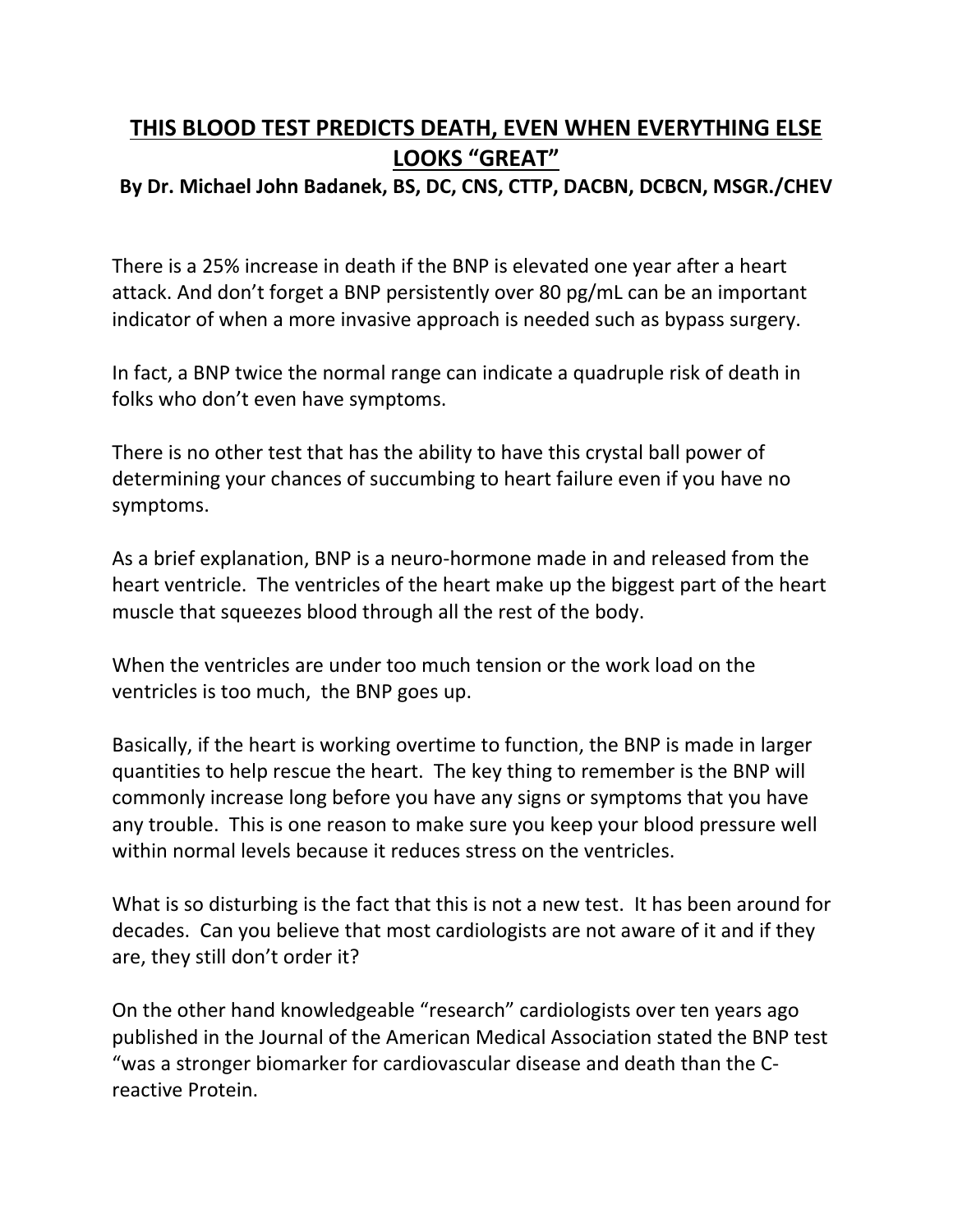# THIS BLOOD TEST PREDICTS DEATH, EVEN WHEN EVERYTHING ELSE LOOKS "GREAT"

**By Dr. Michael John Badanek, BS, DC, CNS, CTTP, DACBN, DCBCN, MSGR./CHEV**

There is a 25% increase in death if the BNP is elevated one year after a heart attack. And don't forget a BNP persistently over 80 pg/mL can be an important indicator of when a more invasive approach is needed such as bypass surgery.

In fact, a BNP twice the normal range can indicate a quadruple risk of death in folks who don't even have symptoms.

There is no other test that has the ability to have this crystal ball power of determining your chances of succumbing to heart failure even if you have no symptoms.

As a brief explanation, BNP is a neuro-hormone made in and released from the heart ventricle. The ventricles of the heart make up the biggest part of the heart muscle that squeezes blood through all the rest of the body.

When the ventricles are under too much tension or the work load on the ventricles is too much, the BNP goes up.

Basically, if the heart is working overtime to function, the BNP is made in larger quantities to help rescue the heart. The key thing to remember is the BNP will commonly increase long before you have any signs or symptoms that you have any trouble. This is one reason to make sure you keep your blood pressure well within normal levels because it reduces stress on the ventricles.

What is so disturbing is the fact that this is not a new test. It has been around for decades. Can you believe that most cardiologists are not aware of it and if they are, they still don't order it?

On the other hand knowledgeable "research" cardiologists over ten years ago published in the Journal of the American Medical Association stated the BNP test "was a stronger biomarker for cardiovascular disease and death than the C-reactive Protein.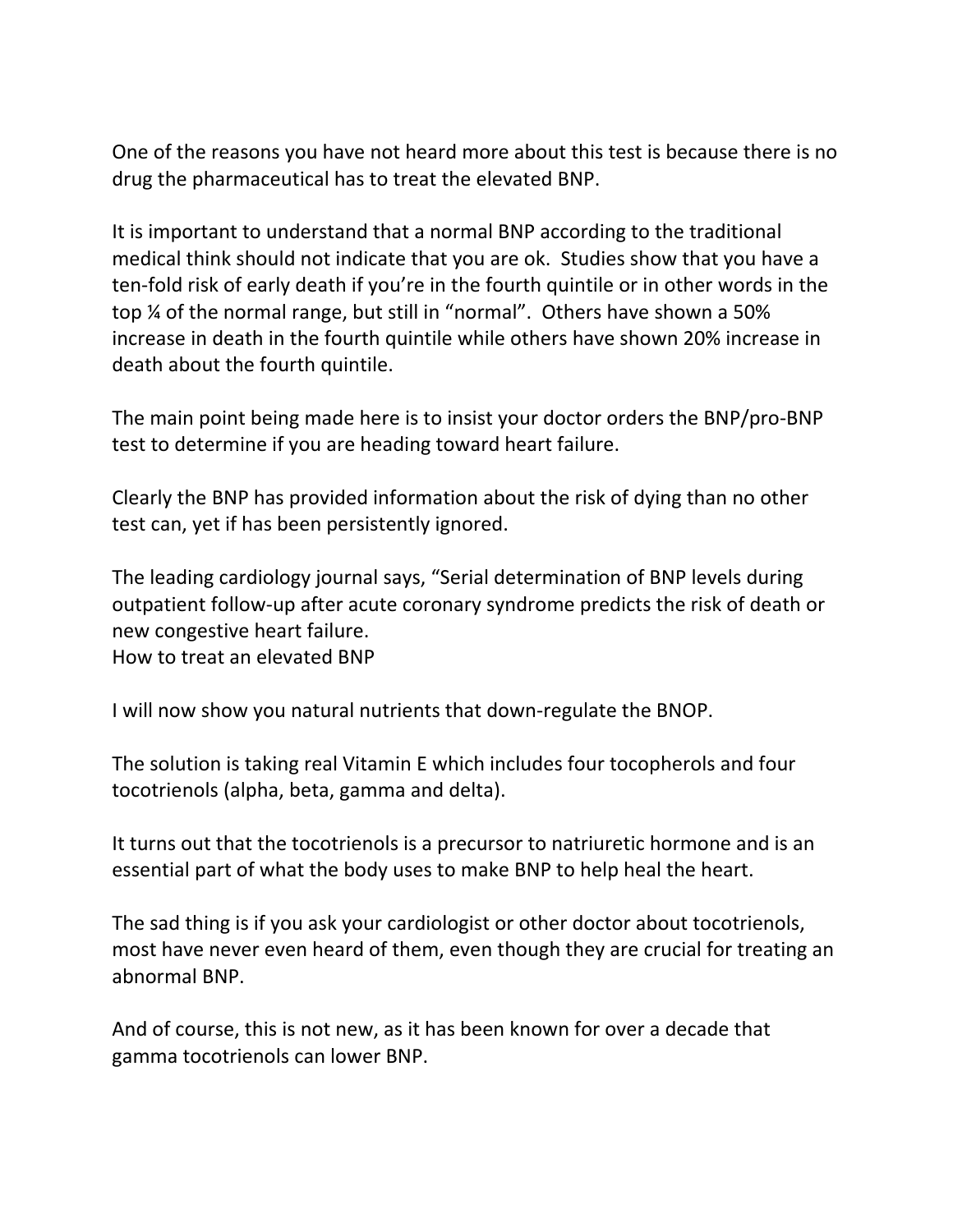One of the reasons you have not heard more about this test is because there is no drug the pharmaceutical has to treat the elevated BNP.

It is important to understand that a normal BNP according to the traditional medical think should not indicate that you are ok. Studies show that you have a ten-fold risk of early death if you're in the fourth quintile or in other words in the top ¼ of the normal range, but still in "normal". Others have shown a 50% increase in death in the fourth quintile while others have shown 20% increase in death about the fourth quintile.

The main point being made here is to insist your doctor orders the BNP/pro-BNP test to determine if you are heading toward heart failure.

Clearly the BNP has provided information about the risk of dying than no other test can, yet if has been persistently ignored.

The leading cardiology journal says, "Serial determination of BNP levels during outpatient follow-up after acute coronary syndrome predicts the risk of death or new congestive heart failure.

How to treat an elevated BNP

I will now show you natural nutrients that down-regulate the BNOP.

The solution is taking real Vitamin E which includes four tocopherols and four tocotrienols (alpha, beta, gamma and delta).

It turns out that the tocotrienols is a precursor to natriuretic hormone and is an essential part of what the body uses to make BNP to help heal the heart.

The sad thing is if you ask your cardiologist or other doctor about tocotrienols, most have never even heard of them, even though they are crucial for treating an abnormal BNP.

And of course, this is not new, as it has been known for over a decade that gamma tocotrienols can lower BNP.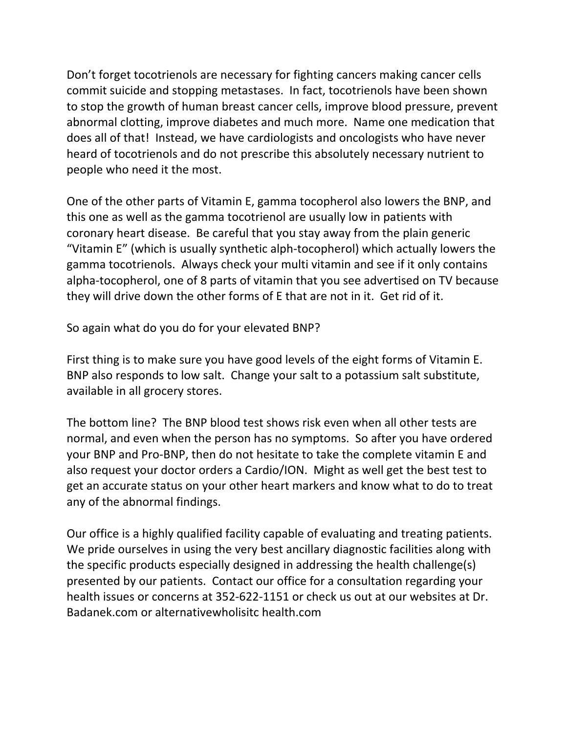Don't forget tocotrienols are necessary for fighting cancers making cancer cells commit suicide and stopping metastases. In fact, tocotrienols have been shown to stop the growth of human breast cancer cells, improve blood pressure, prevent abnormal clotting, improve diabetes and much more. Name one medication that does all of that! Instead, we have cardiologists and oncologists who have never heard of tocotrienols and do not prescribe this absolutely necessary nutrient to people who need it the most.

One of the other parts of Vitamin E, gamma tocopherol also lowers the BNP, and this one as well as the gamma tocotrienol are usually low in patients with coronary heart disease. Be careful that you stay away from the plain generic "Vitamin E" (which is usually synthetic alph-tocopherol) which actually lowers the gamma tocotrienols. Always check your multi vitamin and see if it only contains alpha-tocopherol, one of 8 parts of vitamin that you see advertised on TV because they will drive down the other forms of E that are not in it. Get rid of it.

So again what do you do for your elevated BNP?

First thing is to make sure you have good levels of the eight forms of Vitamin E. BNP also responds to low salt. Change your salt to a potassium salt substitute, available in all grocery stores.

The bottom line? The BNP blood test shows risk even when all other tests are normal, and even when the person has no symptoms. So after you have ordered your BNP and Pro-BNP, then do not hesitate to take the complete vitamin E and also request your doctor orders a Cardio/ION. Might as well get the best test to get an accurate status on your other heart markers and know what to do to treat any of the abnormal findings.

Our office is a highly qualified facility capable of evaluating and treating patients. We pride ourselves in using the very best ancillary diagnostic facilities along with the specific products especially designed in addressing the health challenge(s) presented by our patients. Contact our office for a consultation regarding your health issues or concerns at 352-622-1151 or check us out at our websites at Dr. Badanek.com or alternativewholisitc health.com